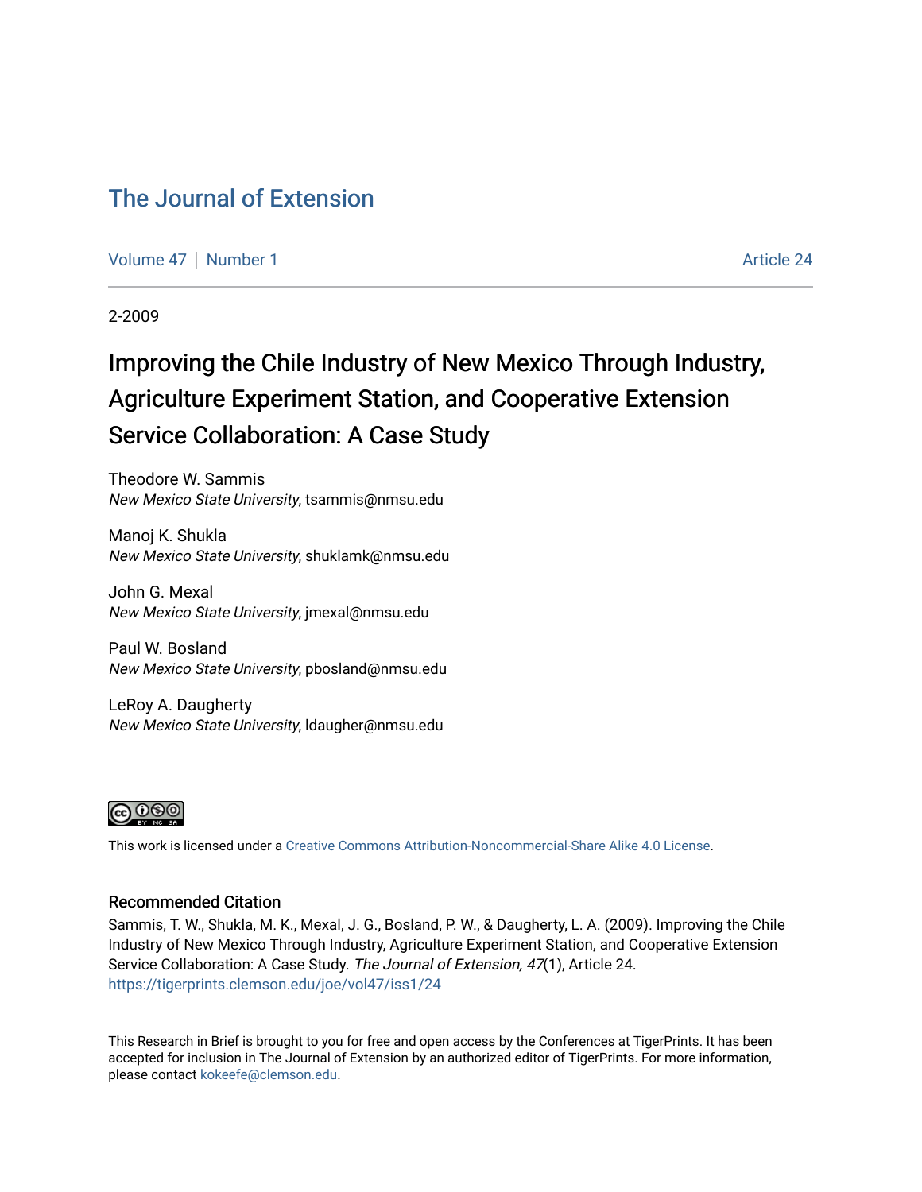# The Journal of Extension

Volume 47 | Number 1 | Article 24

2-2009

## Improving the Chile Industry of New Mexico Through Industry, Agriculture Experiment Station, and Cooperative Extension Service Collaboration: A Case Study

Theodore W. Sammis
*New Mexico State University*, tsammis@nmsu.edu

Manoj K. Shukla
*New Mexico State University*, shuklamk@nmsu.edu

John G. Mexal
*New Mexico State University*, jmexal@nmsu.edu

Paul W. Bosland
*New Mexico State University*, pbosland@nmsu.edu

LeRoy A. Daugherty
*New Mexico State University*, ldaugher@nmsu.edu

This work is licensed under a Creative Commons Attribution-Noncommercial-Share Alike 4.0 License.

### Recommended Citation

Sammis, T. W., Shukla, M. K., Mexal, J. G., Bosland, P. W., & Daugherty, L. A. (2009). Improving the Chile Industry of New Mexico Through Industry, Agriculture Experiment Station, and Cooperative Extension Service Collaboration: A Case Study. *The Journal of Extension, 47*(1), Article 24. https://tigerprints.clemson.edu/joe/vol47/iss1/24

This Research in Brief is brought to you for free and open access by the Conferences at TigerPrints. It has been accepted for inclusion in The Journal of Extension by an authorized editor of TigerPrints. For more information, please contact kokeefe@clemson.edu.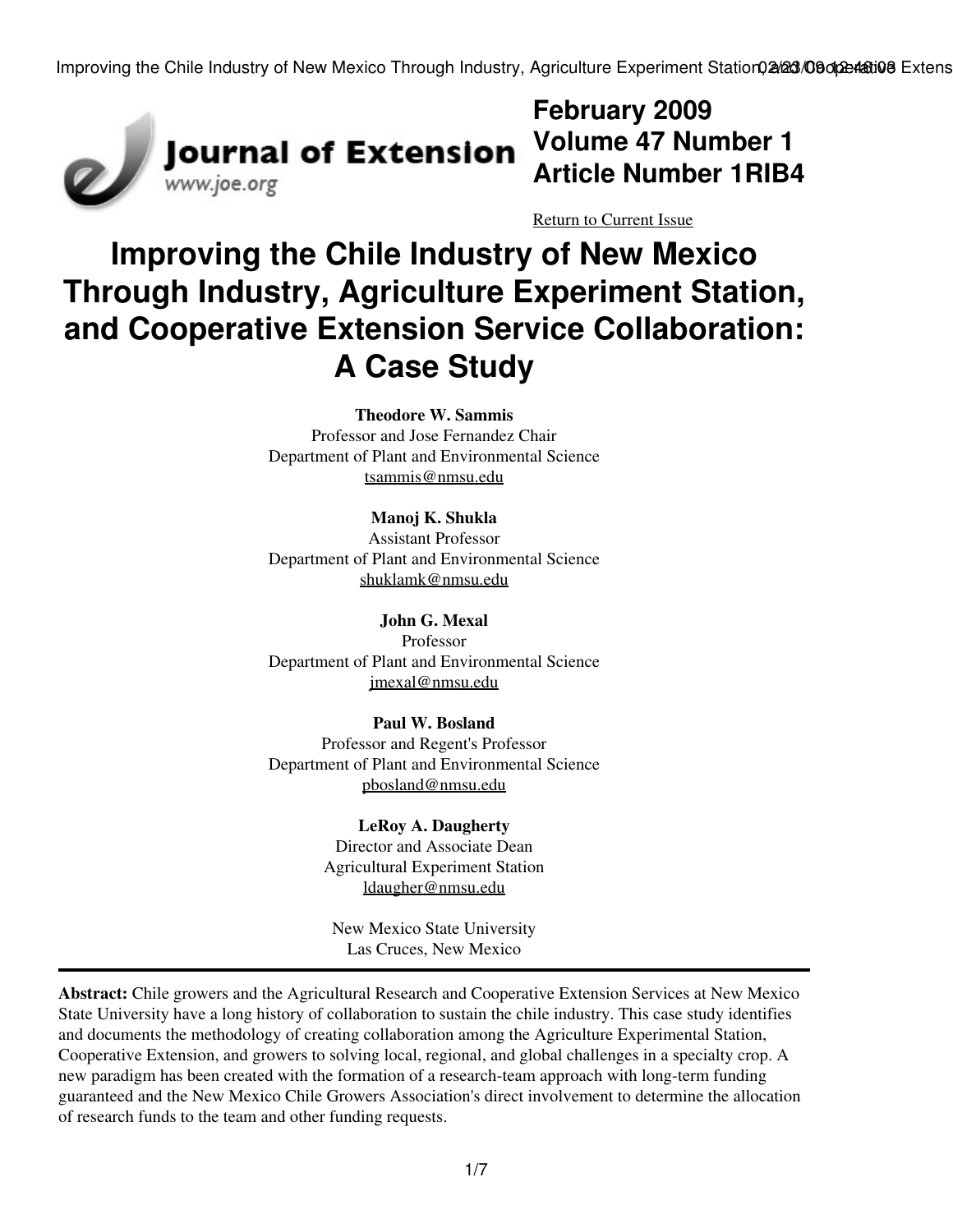February 2009
Volume 47 Number 1
Article Number 1RIB4

Return to Current Issue

# Improving the Chile Industry of New Mexico Through Industry, Agriculture Experiment Station, and Cooperative Extension Service Collaboration: A Case Study

**Theodore W. Sammis**
Professor and Jose Fernandez Chair
Department of Plant and Environmental Science
tsammis@nmsu.edu

**Manoj K. Shukla**
Assistant Professor
Department of Plant and Environmental Science
shuklamk@nmsu.edu

**John G. Mexal**
Professor
Department of Plant and Environmental Science
jmexal@nmsu.edu

**Paul W. Bosland**
Professor and Regent's Professor
Department of Plant and Environmental Science
pbosland@nmsu.edu

**LeRoy A. Daugherty**
Director and Associate Dean
Agricultural Experiment Station
ldaugher@nmsu.edu

New Mexico State University
Las Cruces, New Mexico

**Abstract:** Chile growers and the Agricultural Research and Cooperative Extension Services at New Mexico State University have a long history of collaboration to sustain the chile industry. This case study identifies and documents the methodology of creating collaboration among the Agriculture Experimental Station, Cooperative Extension, and growers to solving local, regional, and global challenges in a specialty crop. A new paradigm has been created with the formation of a research-team approach with long-term funding guaranteed and the New Mexico Chile Growers Association's direct involvement to determine the allocation of research funds to the team and other funding requests.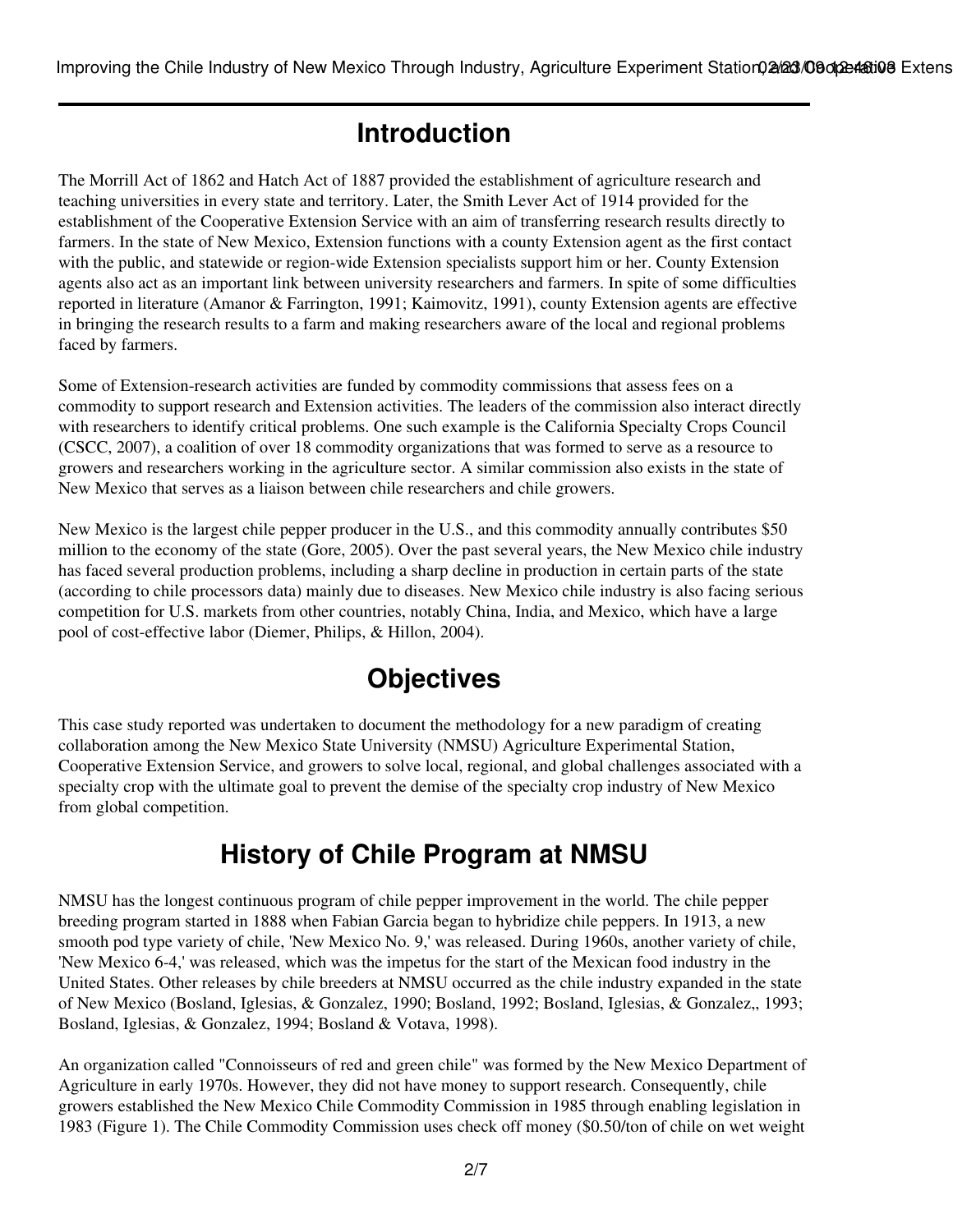## Introduction

The Morrill Act of 1862 and Hatch Act of 1887 provided the establishment of agriculture research and teaching universities in every state and territory. Later, the Smith Lever Act of 1914 provided for the establishment of the Cooperative Extension Service with an aim of transferring research results directly to farmers. In the state of New Mexico, Extension functions with a county Extension agent as the first contact with the public, and statewide or region-wide Extension specialists support him or her. County Extension agents also act as an important link between university researchers and farmers. In spite of some difficulties reported in literature (Amanor & Farrington, 1991; Kaimovitz, 1991), county Extension agents are effective in bringing the research results to a farm and making researchers aware of the local and regional problems faced by farmers.

Some of Extension-research activities are funded by commodity commissions that assess fees on a commodity to support research and Extension activities. The leaders of the commission also interact directly with researchers to identify critical problems. One such example is the California Specialty Crops Council (CSCC, 2007), a coalition of over 18 commodity organizations that was formed to serve as a resource to growers and researchers working in the agriculture sector. A similar commission also exists in the state of New Mexico that serves as a liaison between chile researchers and chile growers.

New Mexico is the largest chile pepper producer in the U.S., and this commodity annually contributes $50 million to the economy of the state (Gore, 2005). Over the past several years, the New Mexico chile industry has faced several production problems, including a sharp decline in production in certain parts of the state (according to chile processors data) mainly due to diseases. New Mexico chile industry is also facing serious competition for U.S. markets from other countries, notably China, India, and Mexico, which have a large pool of cost-effective labor (Diemer, Philips, & Hillon, 2004).

## Objectives

This case study reported was undertaken to document the methodology for a new paradigm of creating collaboration among the New Mexico State University (NMSU) Agriculture Experimental Station, Cooperative Extension Service, and growers to solve local, regional, and global challenges associated with a specialty crop with the ultimate goal to prevent the demise of the specialty crop industry of New Mexico from global competition.

## History of Chile Program at NMSU

NMSU has the longest continuous program of chile pepper improvement in the world. The chile pepper breeding program started in 1888 when Fabian Garcia began to hybridize chile peppers. In 1913, a new smooth pod type variety of chile, 'New Mexico No. 9,' was released. During 1960s, another variety of chile, 'New Mexico 6-4,' was released, which was the impetus for the start of the Mexican food industry in the United States. Other releases by chile breeders at NMSU occurred as the chile industry expanded in the state of New Mexico (Bosland, Iglesias, & Gonzalez, 1990; Bosland, 1992; Bosland, Iglesias, & Gonzalez,, 1993; Bosland, Iglesias, & Gonzalez, 1994; Bosland & Votava, 1998).

An organization called "Connoisseurs of red and green chile" was formed by the New Mexico Department of Agriculture in early 1970s. However, they did not have money to support research. Consequently, chile growers established the New Mexico Chile Commodity Commission in 1985 through enabling legislation in 1983 (Figure 1). The Chile Commodity Commission uses check off money ($0.50/ton of chile on wet weight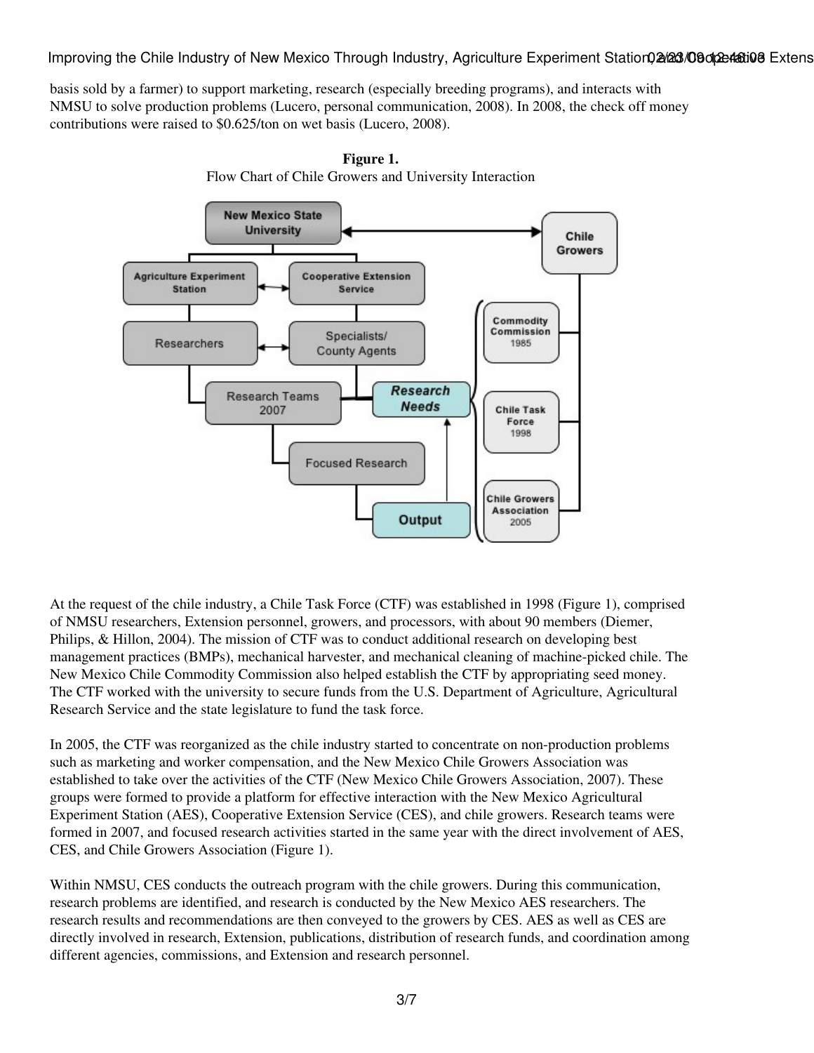basis sold by a farmer) to support marketing, research (especially breeding programs), and interacts with NMSU to solve production problems (Lucero, personal communication, 2008). In 2008, the check off money contributions were raised to $0.625/ton on wet basis (Lucero, 2008).

**Figure 1.**
Flow Chart of Chile Growers and University Interaction

At the request of the chile industry, a Chile Task Force (CTF) was established in 1998 (Figure 1), comprised of NMSU researchers, Extension personnel, growers, and processors, with about 90 members (Diemer, Philips, & Hillon, 2004). The mission of CTF was to conduct additional research on developing best management practices (BMPs), mechanical harvester, and mechanical cleaning of machine-picked chile. The New Mexico Chile Commodity Commission also helped establish the CTF by appropriating seed money. The CTF worked with the university to secure funds from the U.S. Department of Agriculture, Agricultural Research Service and the state legislature to fund the task force.

In 2005, the CTF was reorganized as the chile industry started to concentrate on non-production problems such as marketing and worker compensation, and the New Mexico Chile Growers Association was established to take over the activities of the CTF (New Mexico Chile Growers Association, 2007). These groups were formed to provide a platform for effective interaction with the New Mexico Agricultural Experiment Station (AES), Cooperative Extension Service (CES), and chile growers. Research teams were formed in 2007, and focused research activities started in the same year with the direct involvement of AES, CES, and Chile Growers Association (Figure 1).

Within NMSU, CES conducts the outreach program with the chile growers. During this communication, research problems are identified, and research is conducted by the New Mexico AES researchers. The research results and recommendations are then conveyed to the growers by CES. AES as well as CES are directly involved in research, Extension, publications, distribution of research funds, and coordination among different agencies, commissions, and Extension and research personnel.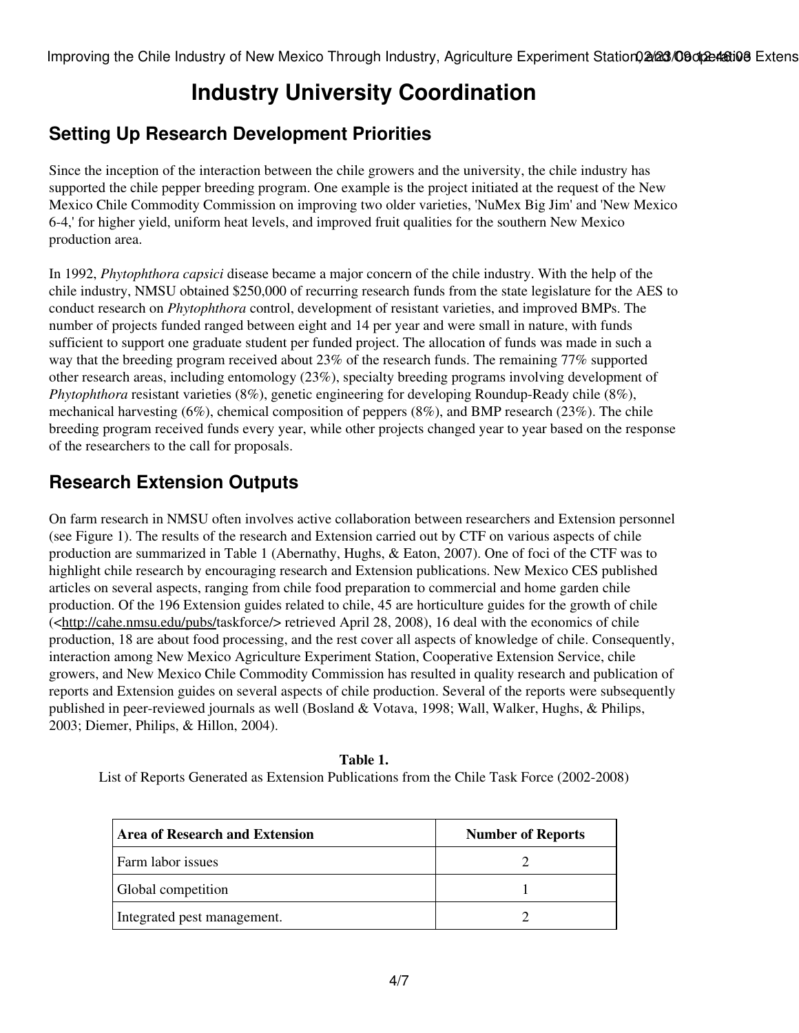# Industry University Coordination

## Setting Up Research Development Priorities

Since the inception of the interaction between the chile growers and the university, the chile industry has supported the chile pepper breeding program. One example is the project initiated at the request of the New Mexico Chile Commodity Commission on improving two older varieties, 'NuMex Big Jim' and 'New Mexico 6-4,' for higher yield, uniform heat levels, and improved fruit qualities for the southern New Mexico production area.

In 1992, *Phytophthora capsici* disease became a major concern of the chile industry. With the help of the chile industry, NMSU obtained $250,000 of recurring research funds from the state legislature for the AES to conduct research on *Phytophthora* control, development of resistant varieties, and improved BMPs. The number of projects funded ranged between eight and 14 per year and were small in nature, with funds sufficient to support one graduate student per funded project. The allocation of funds was made in such a way that the breeding program received about 23% of the research funds. The remaining 77% supported other research areas, including entomology (23%), specialty breeding programs involving development of *Phytophthora* resistant varieties (8%), genetic engineering for developing Roundup-Ready chile (8%), mechanical harvesting (6%), chemical composition of peppers (8%), and BMP research (23%). The chile breeding program received funds every year, while other projects changed year to year based on the response of the researchers to the call for proposals.

## Research Extension Outputs

On farm research in NMSU often involves active collaboration between researchers and Extension personnel (see Figure 1). The results of the research and Extension carried out by CTF on various aspects of chile production are summarized in Table 1 (Abernathy, Hughs, & Eaton, 2007). One of foci of the CTF was to highlight chile research by encouraging research and Extension publications. New Mexico CES published articles on several aspects, ranging from chile food preparation to commercial and home garden chile production. Of the 196 Extension guides related to chile, 45 are horticulture guides for the growth of chile (<http://cahe.nmsu.edu/pubs/taskforce/> retrieved April 28, 2008), 16 deal with the economics of chile production, 18 are about food processing, and the rest cover all aspects of knowledge of chile. Consequently, interaction among New Mexico Agriculture Experiment Station, Cooperative Extension Service, chile growers, and New Mexico Chile Commodity Commission has resulted in quality research and publication of reports and Extension guides on several aspects of chile production. Several of the reports were subsequently published in peer-reviewed journals as well (Bosland & Votava, 1998; Wall, Walker, Hughs, & Philips, 2003; Diemer, Philips, & Hillon, 2004).

**Table 1.**
List of Reports Generated as Extension Publications from the Chile Task Force (2002-2008)

| Area of Research and Extension | Number of Reports |
| --- | --- |
| Farm labor issues | 2 |
| Global competition | 1 |
| Integrated pest management. | 2 |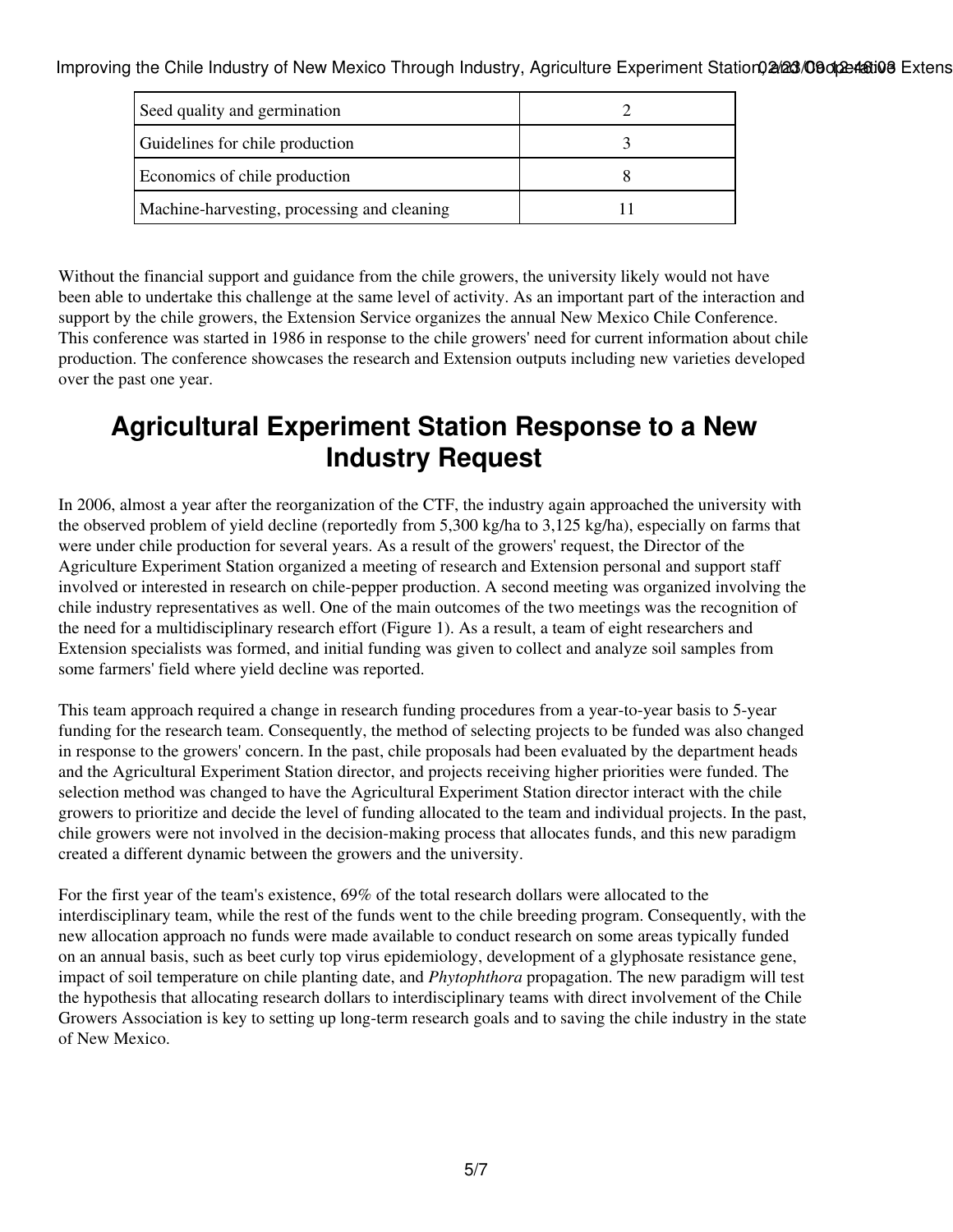| Seed quality and germination | 2 |
| --- | --- |
| Guidelines for chile production | 3 |
| Economics of chile production | 8 |
| Machine-harvesting, processing and cleaning | 11 |

Without the financial support and guidance from the chile growers, the university likely would not have been able to undertake this challenge at the same level of activity. As an important part of the interaction and support by the chile growers, the Extension Service organizes the annual New Mexico Chile Conference. This conference was started in 1986 in response to the chile growers' need for current information about chile production. The conference showcases the research and Extension outputs including new varieties developed over the past one year.

## Agricultural Experiment Station Response to a New Industry Request

In 2006, almost a year after the reorganization of the CTF, the industry again approached the university with the observed problem of yield decline (reportedly from 5,300 kg/ha to 3,125 kg/ha), especially on farms that were under chile production for several years. As a result of the growers' request, the Director of the Agriculture Experiment Station organized a meeting of research and Extension personal and support staff involved or interested in research on chile-pepper production. A second meeting was organized involving the chile industry representatives as well. One of the main outcomes of the two meetings was the recognition of the need for a multidisciplinary research effort (Figure 1). As a result, a team of eight researchers and Extension specialists was formed, and initial funding was given to collect and analyze soil samples from some farmers' field where yield decline was reported.

This team approach required a change in research funding procedures from a year-to-year basis to 5-year funding for the research team. Consequently, the method of selecting projects to be funded was also changed in response to the growers' concern. In the past, chile proposals had been evaluated by the department heads and the Agricultural Experiment Station director, and projects receiving higher priorities were funded. The selection method was changed to have the Agricultural Experiment Station director interact with the chile growers to prioritize and decide the level of funding allocated to the team and individual projects. In the past, chile growers were not involved in the decision-making process that allocates funds, and this new paradigm created a different dynamic between the growers and the university.

For the first year of the team's existence, 69% of the total research dollars were allocated to the interdisciplinary team, while the rest of the funds went to the chile breeding program. Consequently, with the new allocation approach no funds were made available to conduct research on some areas typically funded on an annual basis, such as beet curly top virus epidemiology, development of a glyphosate resistance gene, impact of soil temperature on chile planting date, and *Phytophthora* propagation. The new paradigm will test the hypothesis that allocating research dollars to interdisciplinary teams with direct involvement of the Chile Growers Association is key to setting up long-term research goals and to saving the chile industry in the state of New Mexico.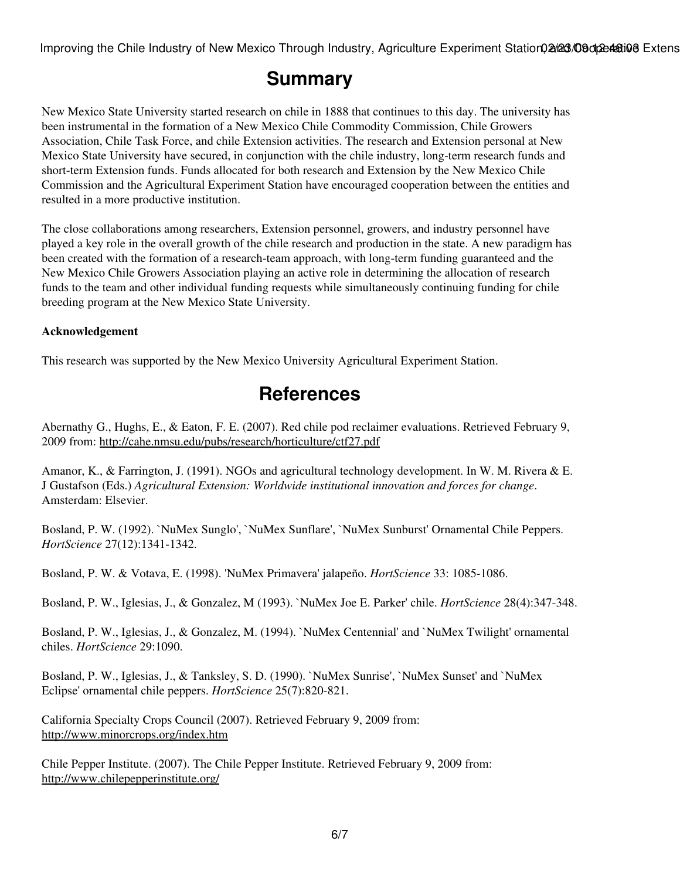# Summary

New Mexico State University started research on chile in 1888 that continues to this day. The university has been instrumental in the formation of a New Mexico Chile Commodity Commission, Chile Growers Association, Chile Task Force, and chile Extension activities. The research and Extension personal at New Mexico State University have secured, in conjunction with the chile industry, long-term research funds and short-term Extension funds. Funds allocated for both research and Extension by the New Mexico Chile Commission and the Agricultural Experiment Station have encouraged cooperation between the entities and resulted in a more productive institution.

The close collaborations among researchers, Extension personnel, growers, and industry personnel have played a key role in the overall growth of the chile research and production in the state. A new paradigm has been created with the formation of a research-team approach, with long-term funding guaranteed and the New Mexico Chile Growers Association playing an active role in determining the allocation of research funds to the team and other individual funding requests while simultaneously continuing funding for chile breeding program at the New Mexico State University.

**Acknowledgement**

This research was supported by the New Mexico University Agricultural Experiment Station.

# References

Abernathy G., Hughs, E., & Eaton, F. E. (2007). Red chile pod reclaimer evaluations. Retrieved February 9, 2009 from: http://cahe.nmsu.edu/pubs/research/horticulture/ctf27.pdf

Amanor, K., & Farrington, J. (1991). NGOs and agricultural technology development. In W. M. Rivera & E. J Gustafson (Eds.) *Agricultural Extension: Worldwide institutional innovation and forces for change*. Amsterdam: Elsevier.

Bosland, P. W. (1992). `NuMex Sunglo', `NuMex Sunflare', `NuMex Sunburst' Ornamental Chile Peppers. *HortScience* 27(12):1341-1342.

Bosland, P. W. & Votava, E. (1998). 'NuMex Primavera' jalapeño. *HortScience* 33: 1085-1086.

Bosland, P. W., Iglesias, J., & Gonzalez, M (1993). `NuMex Joe E. Parker' chile. *HortScience* 28(4):347-348.

Bosland, P. W., Iglesias, J., & Gonzalez, M. (1994). `NuMex Centennial' and `NuMex Twilight' ornamental chiles. *HortScience* 29:1090.

Bosland, P. W., Iglesias, J., & Tanksley, S. D. (1990). `NuMex Sunrise', `NuMex Sunset' and `NuMex Eclipse' ornamental chile peppers. *HortScience* 25(7):820-821.

California Specialty Crops Council (2007). Retrieved February 9, 2009 from: http://www.minorcrops.org/index.htm

Chile Pepper Institute. (2007). The Chile Pepper Institute. Retrieved February 9, 2009 from: http://www.chilepepperinstitute.org/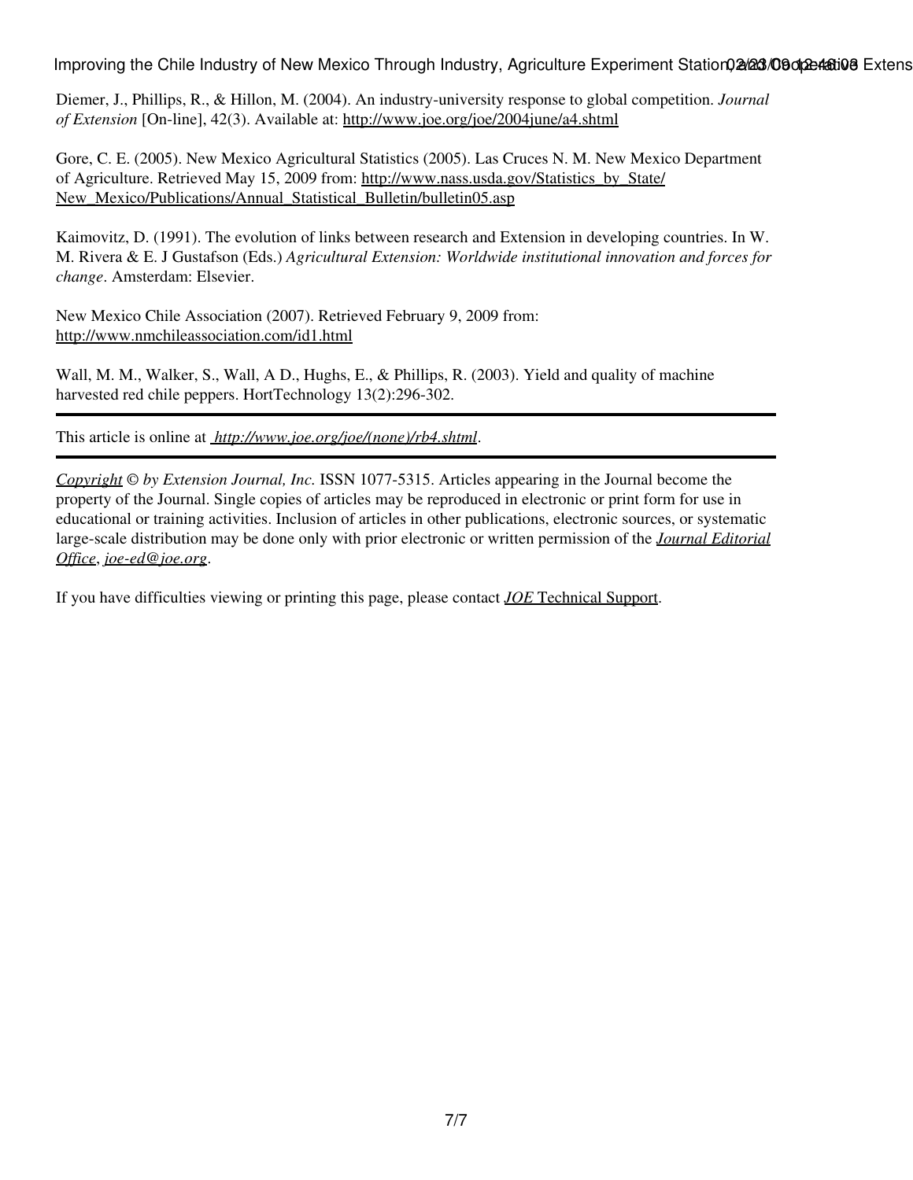Diemer, J., Phillips, R., & Hillon, M. (2004). An industry-university response to global competition. *Journal of Extension* [On-line], 42(3). Available at: http://www.joe.org/joe/2004june/a4.shtml

Gore, C. E. (2005). New Mexico Agricultural Statistics (2005). Las Cruces N. M. New Mexico Department of Agriculture. Retrieved May 15, 2009 from: http://www.nass.usda.gov/Statistics_by_State/New_Mexico/Publications/Annual_Statistical_Bulletin/bulletin05.asp

Kaimovitz, D. (1991). The evolution of links between research and Extension in developing countries. In W. M. Rivera & E. J Gustafson (Eds.) *Agricultural Extension: Worldwide institutional innovation and forces for change*. Amsterdam: Elsevier.

New Mexico Chile Association (2007). Retrieved February 9, 2009 from: http://www.nmchileassociation.com/id1.html

Wall, M. M., Walker, S., Wall, A D., Hughs, E., & Phillips, R. (2003). Yield and quality of machine harvested red chile peppers. HortTechnology 13(2):296-302.

---

This article is online at *http://www.joe.org/joe/(none)/rb4.shtml*.

---

*Copyright* © *by Extension Journal, Inc.* ISSN 1077-5315. Articles appearing in the Journal become the property of the Journal. Single copies of articles may be reproduced in electronic or print form for use in educational or training activities. Inclusion of articles in other publications, electronic sources, or systematic large-scale distribution may be done only with prior electronic or written permission of the *Journal Editorial Office*, *joe-ed@joe.org*.

If you have difficulties viewing or printing this page, please contact *JOE* Technical Support.